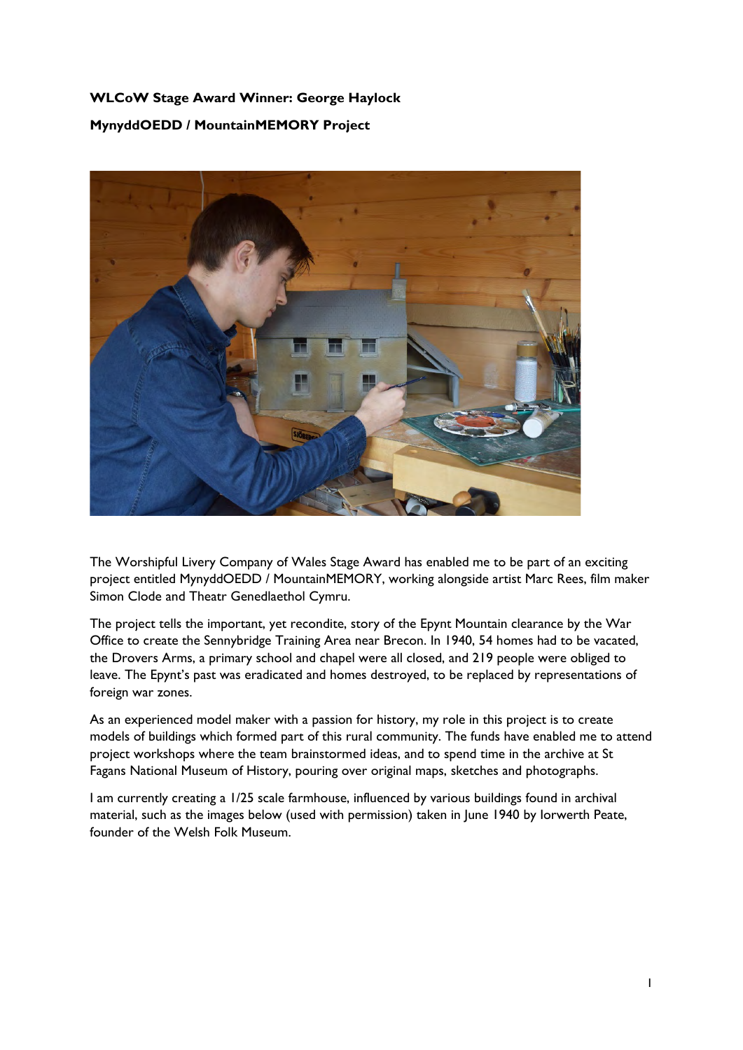**WLCoW Stage Award Winner: George Haylock**

**MynyddOEDD / MountainMEMORY Project**

The Worshipful Livery Company of Wales Stage Award has enabled me to be part of an exciting project entitled MynyddOEDD / MountainMEMORY, working alongside artist Marc Rees, film maker Simon Clode and Theatr Genedlaethol Cymru.

The project tells the important, yet recondite, story of the Epynt Mountain clearance by the War Office to create the Sennybridge Training Area near Brecon. In 1940, 54 homes had to be vacated, the Drovers Arms, a primary school and chapel were all closed, and 219 people were obliged to leave. The Epynt's past was eradicated and homes destroyed, to be replaced by representations of foreign war zones.

As an experienced model maker with a passion for history, my role in this project is to create models of buildings which formed part of this rural community. The funds have enabled me to attend project workshops where the team brainstormed ideas, and to spend time in the archive at St Fagans National Museum of History, pouring over original maps, sketches and photographs.

I am currently creating a 1/25 scale farmhouse, influenced by various buildings found in archival material, such as the images below (used with permission) taken in June 1940 by Iorwerth Peate, founder of the Welsh Folk Museum.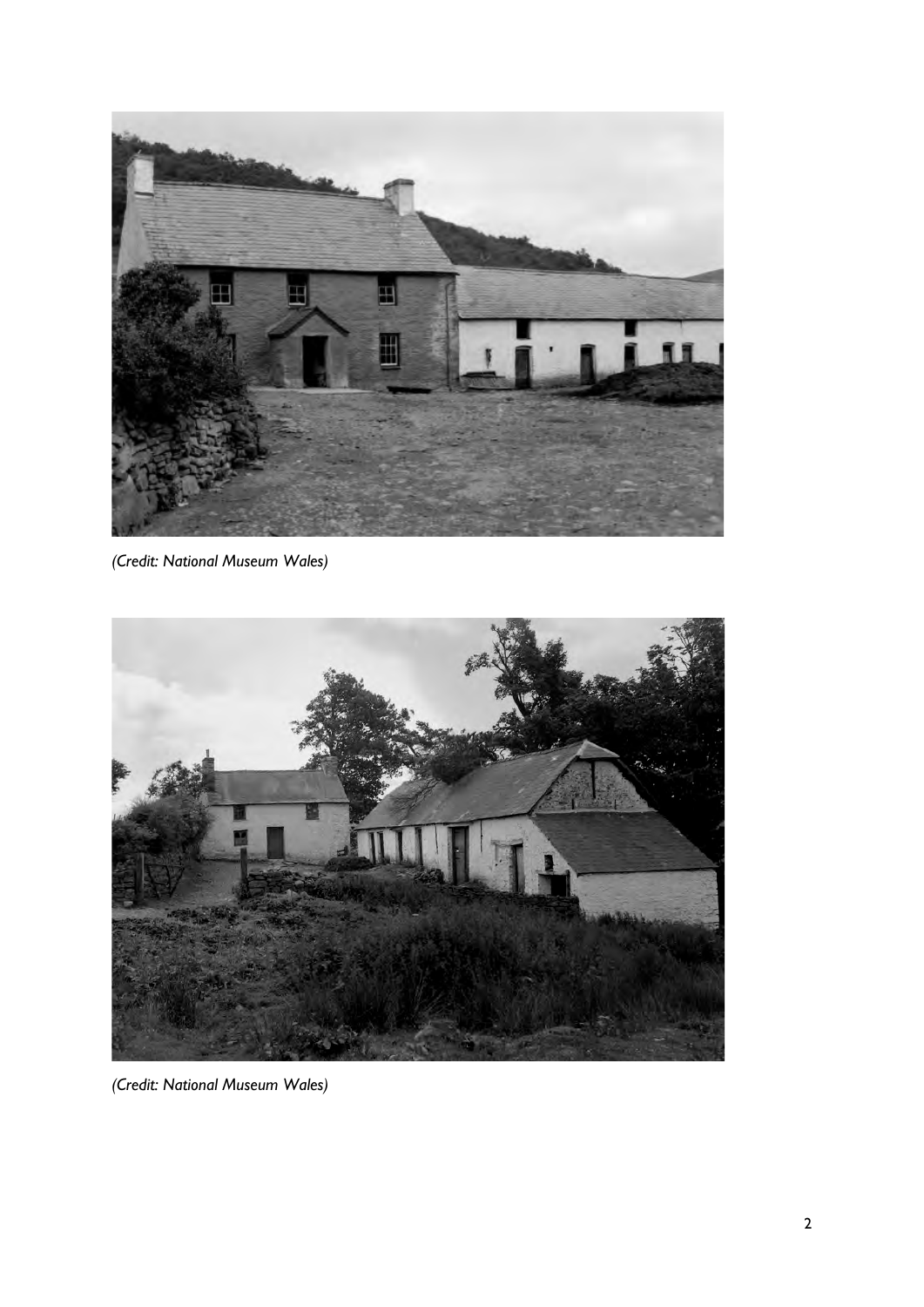*(Credit: National Museum Wales)*

*(Credit: National Museum Wales)*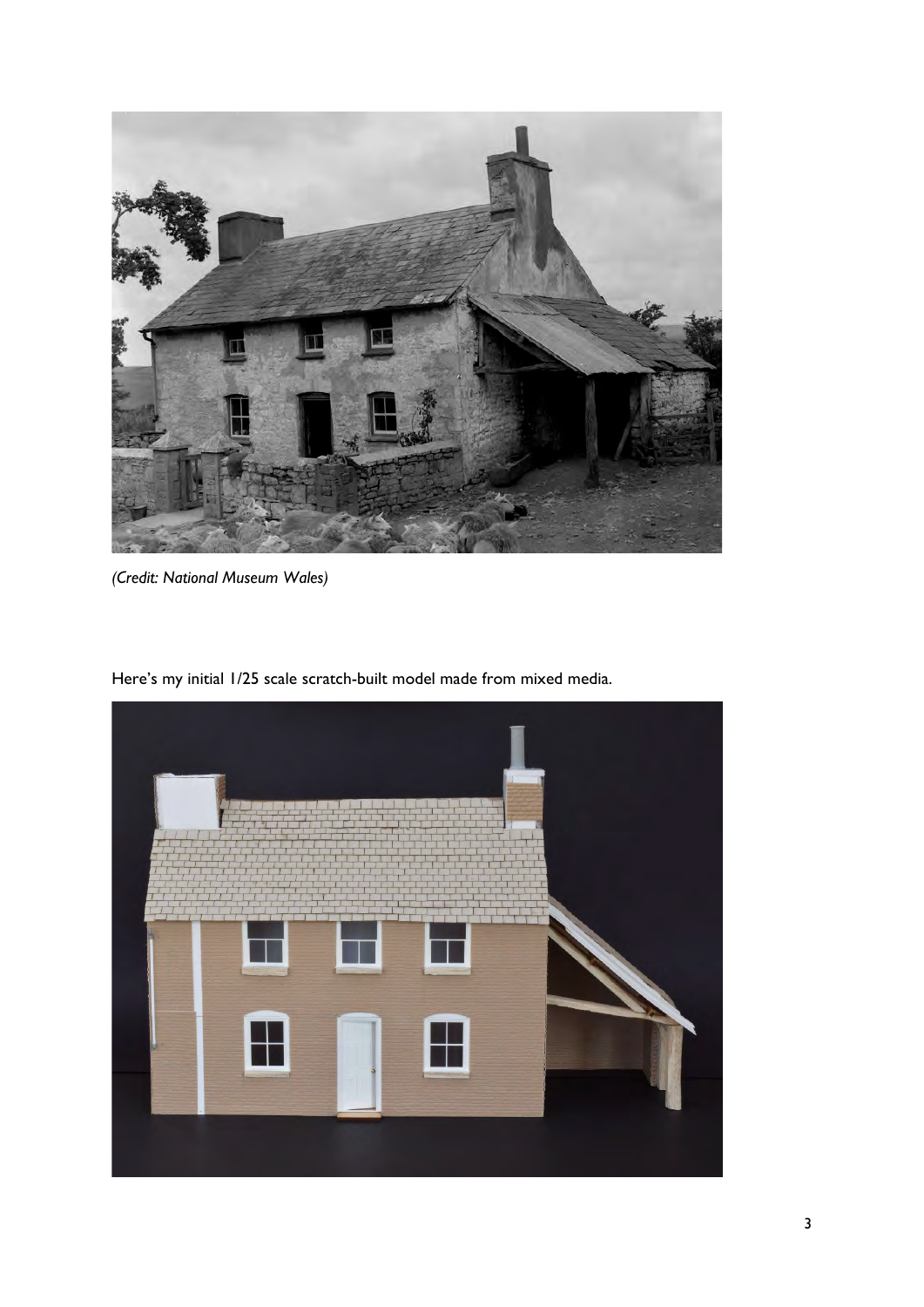*(Credit: National Museum Wales)*

Here's my initial 1/25 scale scratch-built model made from mixed media.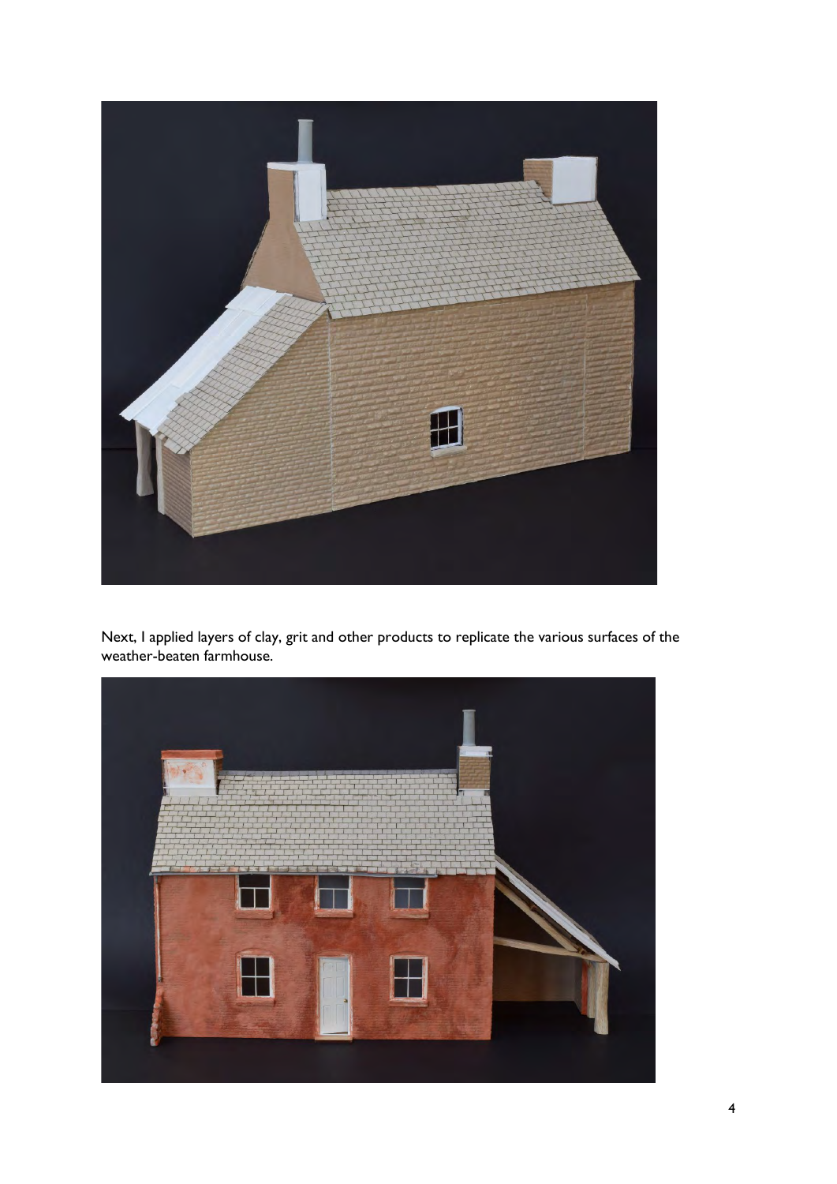Next, I applied layers of clay, grit and other products to replicate the various surfaces of the weather-beaten farmhouse.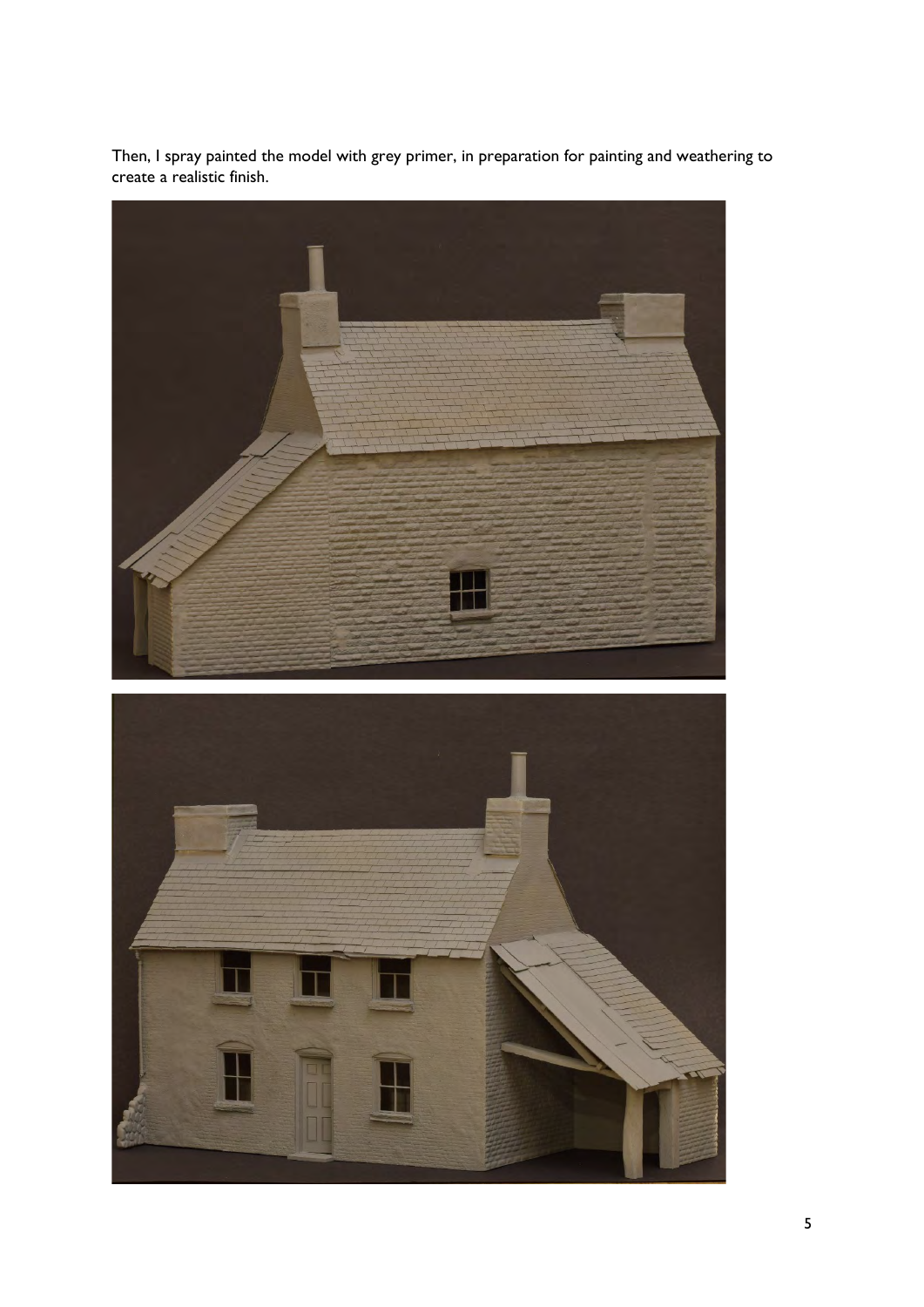Then, I spray painted the model with grey primer, in preparation for painting and weathering to create a realistic finish.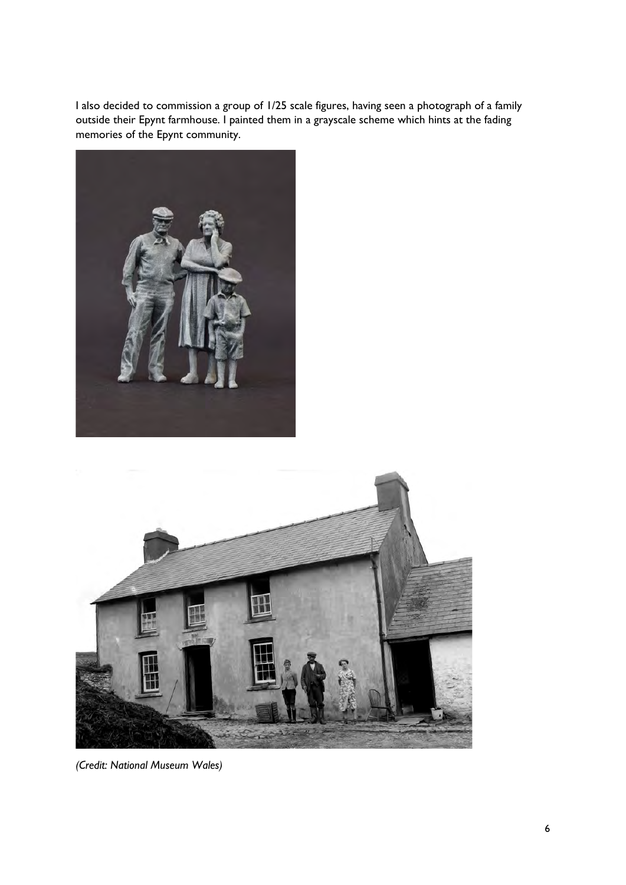I also decided to commission a group of 1/25 scale figures, having seen a photograph of a family outside their Epynt farmhouse. I painted them in a grayscale scheme which hints at the fading memories of the Epynt community.

*(Credit: National Museum Wales)*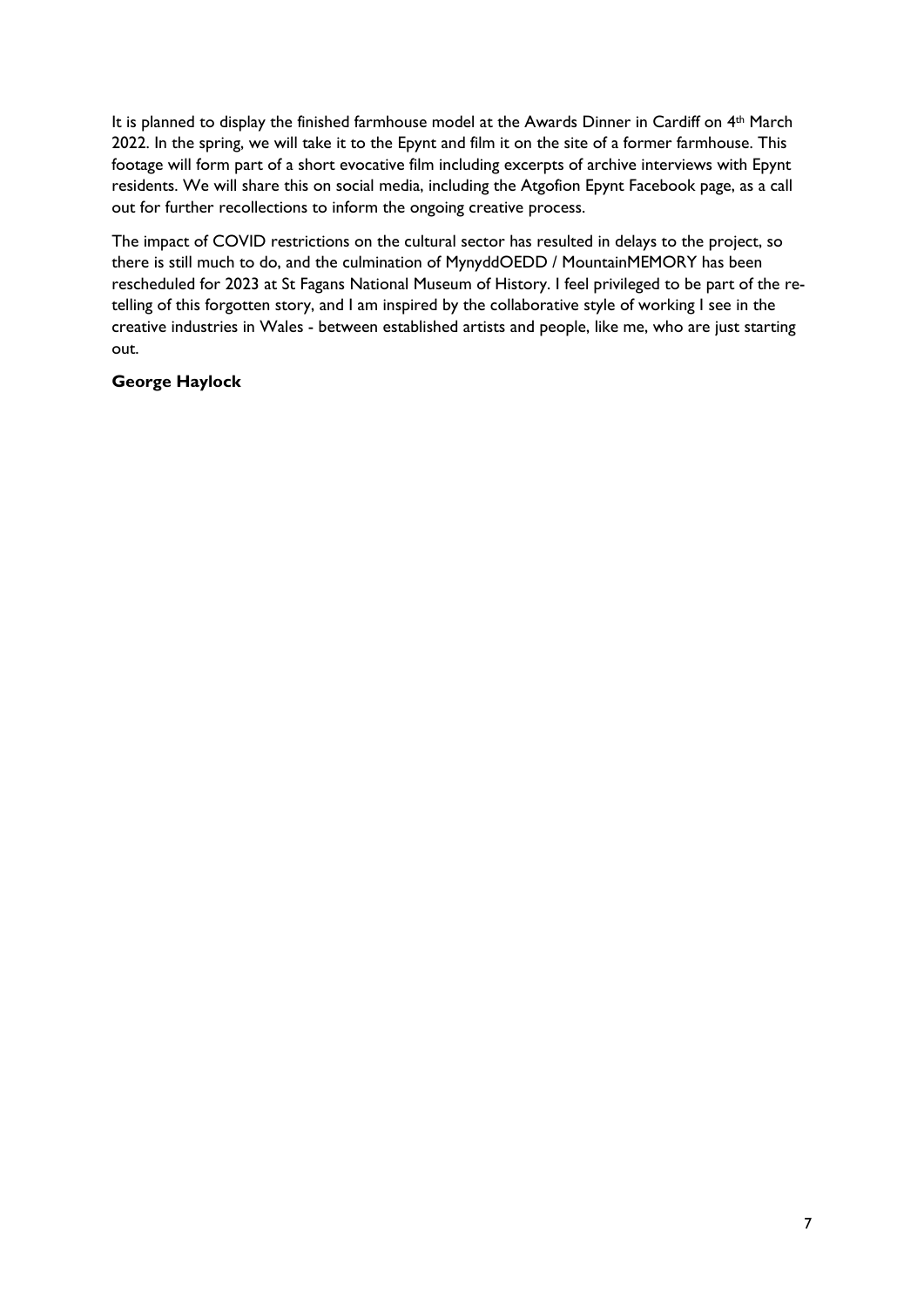It is planned to display the finished farmhouse model at the Awards Dinner in Cardiff on 4th March 2022. In the spring, we will take it to the Epynt and film it on the site of a former farmhouse. This footage will form part of a short evocative film including excerpts of archive interviews with Epynt residents. We will share this on social media, including the Atgofion Epynt Facebook page, as a call out for further recollections to inform the ongoing creative process.

The impact of COVID restrictions on the cultural sector has resulted in delays to the project, so there is still much to do, and the culmination of MynyddOEDD / MountainMEMORY has been rescheduled for 2023 at St Fagans National Museum of History. I feel privileged to be part of the re-telling of this forgotten story, and I am inspired by the collaborative style of working I see in the creative industries in Wales - between established artists and people, like me, who are just starting out.

**George Haylock**